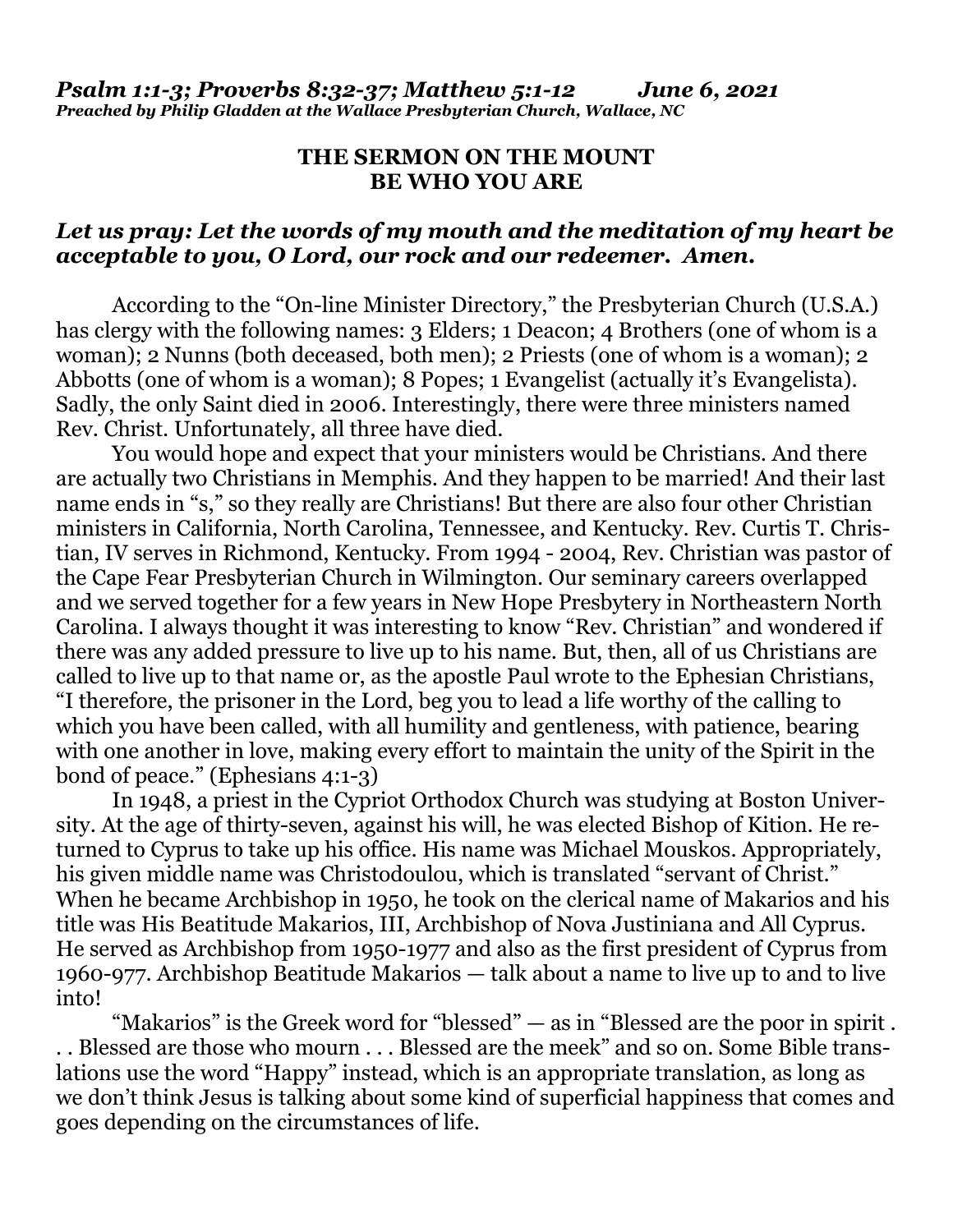***Psalm 1:1-3; Proverbs 8:32-37; Matthew 5:1-12 June 6, 2021***
***Preached by Philip Gladden at the Wallace Presbyterian Church, Wallace, NC***

## THE SERMON ON THE MOUNT
## BE WHO YOU ARE

***Let us pray: Let the words of my mouth and the meditation of my heart be acceptable to you, O Lord, our rock and our redeemer. Amen.***

According to the "On-line Minister Directory," the Presbyterian Church (U.S.A.) has clergy with the following names: 3 Elders; 1 Deacon; 4 Brothers (one of whom is a woman); 2 Nunns (both deceased, both men); 2 Priests (one of whom is a woman); 2 Abbotts (one of whom is a woman); 8 Popes; 1 Evangelist (actually it's Evangelista). Sadly, the only Saint died in 2006. Interestingly, there were three ministers named Rev. Christ. Unfortunately, all three have died.

You would hope and expect that your ministers would be Christians. And there are actually two Christians in Memphis. And they happen to be married! And their last name ends in "s," so they really are Christians! But there are also four other Christian ministers in California, North Carolina, Tennessee, and Kentucky. Rev. Curtis T. Christian, IV serves in Richmond, Kentucky. From 1994 - 2004, Rev. Christian was pastor of the Cape Fear Presbyterian Church in Wilmington. Our seminary careers overlapped and we served together for a few years in New Hope Presbytery in Northeastern North Carolina. I always thought it was interesting to know "Rev. Christian" and wondered if there was any added pressure to live up to his name. But, then, all of us Christians are called to live up to that name or, as the apostle Paul wrote to the Ephesian Christians, "I therefore, the prisoner in the Lord, beg you to lead a life worthy of the calling to which you have been called, with all humility and gentleness, with patience, bearing with one another in love, making every effort to maintain the unity of the Spirit in the bond of peace." (Ephesians 4:1-3)

In 1948, a priest in the Cypriot Orthodox Church was studying at Boston University. At the age of thirty-seven, against his will, he was elected Bishop of Kition. He returned to Cyprus to take up his office. His name was Michael Mouskos. Appropriately, his given middle name was Christodoulou, which is translated "servant of Christ." When he became Archbishop in 1950, he took on the clerical name of Makarios and his title was His Beatitude Makarios, III, Archbishop of Nova Justiniana and All Cyprus. He served as Archbishop from 1950-1977 and also as the first president of Cyprus from 1960-977. Archbishop Beatitude Makarios — talk about a name to live up to and to live into!

"Makarios" is the Greek word for "blessed" — as in "Blessed are the poor in spirit . . . Blessed are those who mourn . . . Blessed are the meek" and so on. Some Bible translations use the word "Happy" instead, which is an appropriate translation, as long as we don't think Jesus is talking about some kind of superficial happiness that comes and goes depending on the circumstances of life.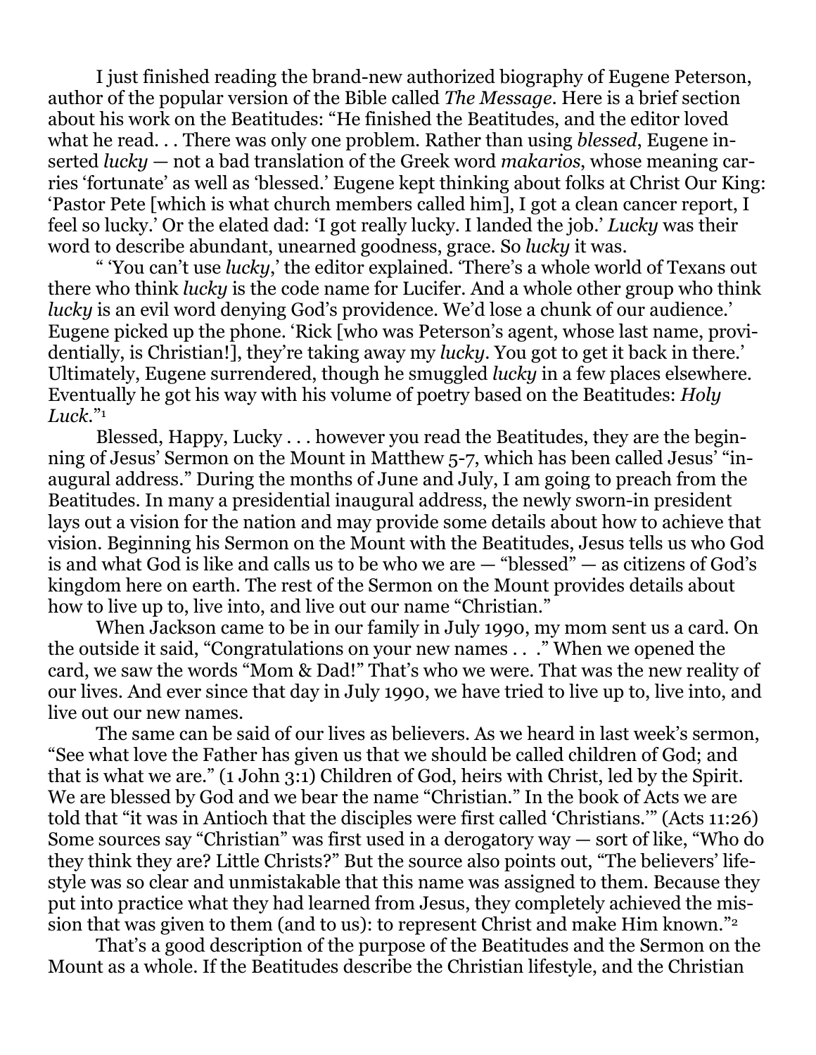I just finished reading the brand-new authorized biography of Eugene Peterson, author of the popular version of the Bible called *The Message*. Here is a brief section about his work on the Beatitudes: "He finished the Beatitudes, and the editor loved what he read. . . There was only one problem. Rather than using *blessed*, Eugene inserted *lucky* — not a bad translation of the Greek word *makarios*, whose meaning carries 'fortunate' as well as 'blessed.' Eugene kept thinking about folks at Christ Our King: 'Pastor Pete [which is what church members called him], I got a clean cancer report, I feel so lucky.' Or the elated dad: 'I got really lucky. I landed the job.' *Lucky* was their word to describe abundant, unearned goodness, grace. So *lucky* it was.

" 'You can't use *lucky*,' the editor explained. 'There's a whole world of Texans out there who think *lucky* is the code name for Lucifer. And a whole other group who think *lucky* is an evil word denying God's providence. We'd lose a chunk of our audience.' Eugene picked up the phone. 'Rick [who was Peterson's agent, whose last name, providentially, is Christian!], they're taking away my *lucky*. You got to get it back in there.' Ultimately, Eugene surrendered, though he smuggled *lucky* in a few places elsewhere. Eventually he got his way with his volume of poetry based on the Beatitudes: *Holy Luck*."[1]

Blessed, Happy, Lucky . . . however you read the Beatitudes, they are the beginning of Jesus' Sermon on the Mount in Matthew 5-7, which has been called Jesus' "inaugural address." During the months of June and July, I am going to preach from the Beatitudes. In many a presidential inaugural address, the newly sworn-in president lays out a vision for the nation and may provide some details about how to achieve that vision. Beginning his Sermon on the Mount with the Beatitudes, Jesus tells us who God is and what God is like and calls us to be who we are — "blessed" — as citizens of God's kingdom here on earth. The rest of the Sermon on the Mount provides details about how to live up to, live into, and live out our name "Christian."

When Jackson came to be in our family in July 1990, my mom sent us a card. On the outside it said, "Congratulations on your new names . . ." When we opened the card, we saw the words "Mom & Dad!" That's who we were. That was the new reality of our lives. And ever since that day in July 1990, we have tried to live up to, live into, and live out our new names.

The same can be said of our lives as believers. As we heard in last week's sermon, "See what love the Father has given us that we should be called children of God; and that is what we are." (1 John 3:1) Children of God, heirs with Christ, led by the Spirit. We are blessed by God and we bear the name "Christian." In the book of Acts we are told that "it was in Antioch that the disciples were first called 'Christians.'" (Acts 11:26) Some sources say "Christian" was first used in a derogatory way — sort of like, "Who do they think they are? Little Christs?" But the source also points out, "The believers' lifestyle was so clear and unmistakable that this name was assigned to them. Because they put into practice what they had learned from Jesus, they completely achieved the mission that was given to them (and to us): to represent Christ and make Him known."[2]

That's a good description of the purpose of the Beatitudes and the Sermon on the Mount as a whole. If the Beatitudes describe the Christian lifestyle, and the Christian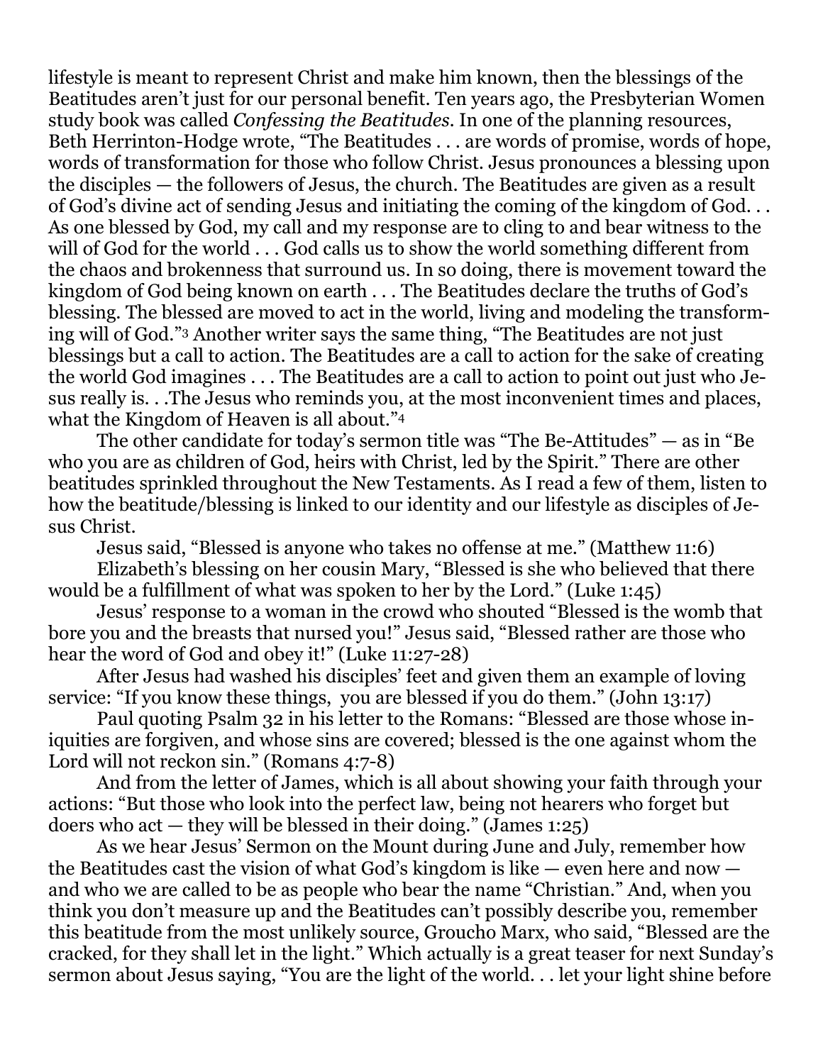lifestyle is meant to represent Christ and make him known, then the blessings of the Beatitudes aren't just for our personal benefit. Ten years ago, the Presbyterian Women study book was called *Confessing the Beatitudes*. In one of the planning resources, Beth Herrinton-Hodge wrote, "The Beatitudes . . . are words of promise, words of hope, words of transformation for those who follow Christ. Jesus pronounces a blessing upon the disciples — the followers of Jesus, the church. The Beatitudes are given as a result of God's divine act of sending Jesus and initiating the coming of the kingdom of God. . . As one blessed by God, my call and my response are to cling to and bear witness to the will of God for the world . . . God calls us to show the world something different from the chaos and brokenness that surround us. In so doing, there is movement toward the kingdom of God being known on earth . . . The Beatitudes declare the truths of God's blessing. The blessed are moved to act in the world, living and modeling the transforming will of God."[3] Another writer says the same thing, "The Beatitudes are not just blessings but a call to action. The Beatitudes are a call to action for the sake of creating the world God imagines . . . The Beatitudes are a call to action to point out just who Jesus really is. . .The Jesus who reminds you, at the most inconvenient times and places, what the Kingdom of Heaven is all about."[4]

The other candidate for today's sermon title was "The Be-Attitudes" — as in "Be who you are as children of God, heirs with Christ, led by the Spirit." There are other beatitudes sprinkled throughout the New Testaments. As I read a few of them, listen to how the beatitude/blessing is linked to our identity and our lifestyle as disciples of Jesus Christ.

Jesus said, "Blessed is anyone who takes no offense at me." (Matthew 11:6)

Elizabeth's blessing on her cousin Mary, "Blessed is she who believed that there would be a fulfillment of what was spoken to her by the Lord." (Luke 1:45)

Jesus' response to a woman in the crowd who shouted "Blessed is the womb that bore you and the breasts that nursed you!" Jesus said, "Blessed rather are those who hear the word of God and obey it!" (Luke 11:27-28)

After Jesus had washed his disciples' feet and given them an example of loving service: "If you know these things, you are blessed if you do them." (John 13:17)

Paul quoting Psalm 32 in his letter to the Romans: "Blessed are those whose iniquities are forgiven, and whose sins are covered; blessed is the one against whom the Lord will not reckon sin." (Romans 4:7-8)

And from the letter of James, which is all about showing your faith through your actions: "But those who look into the perfect law, being not hearers who forget but doers who act — they will be blessed in their doing." (James 1:25)

As we hear Jesus' Sermon on the Mount during June and July, remember how the Beatitudes cast the vision of what God's kingdom is like — even here and now — and who we are called to be as people who bear the name "Christian." And, when you think you don't measure up and the Beatitudes can't possibly describe you, remember this beatitude from the most unlikely source, Groucho Marx, who said, "Blessed are the cracked, for they shall let in the light." Which actually is a great teaser for next Sunday's sermon about Jesus saying, "You are the light of the world. . . let your light shine before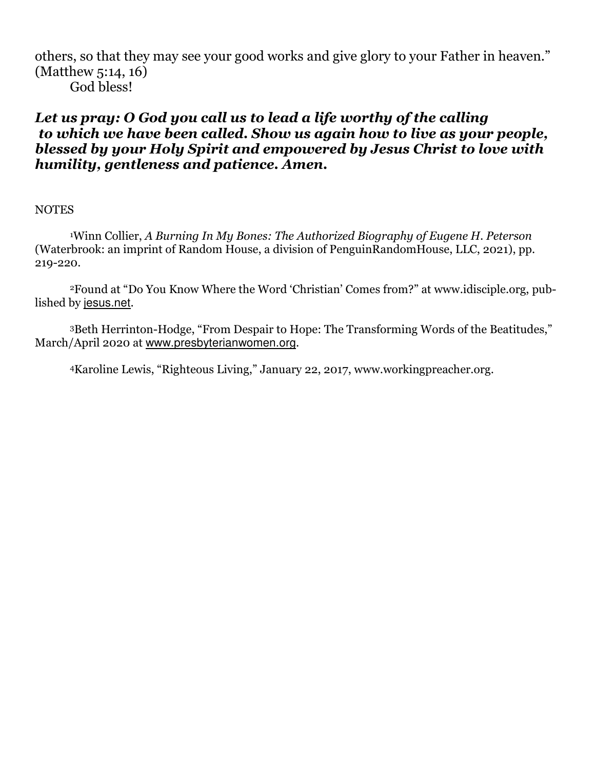others, so that they may see your good works and give glory to your Father in heaven." (Matthew 5:14, 16)

God bless!

***Let us pray: O God you call us to lead a life worthy of the calling to which we have been called. Show us again how to live as your people, blessed by your Holy Spirit and empowered by Jesus Christ to love with humility, gentleness and patience. Amen.***

NOTES

[1]Winn Collier, *A Burning In My Bones: The Authorized Biography of Eugene H. Peterson* (Waterbrook: an imprint of Random House, a division of PenguinRandomHouse, LLC, 2021), pp. 219-220.

[2]Found at "Do You Know Where the Word 'Christian' Comes from?" at www.idisciple.org, published by jesus.net.

[3]Beth Herrinton-Hodge, "From Despair to Hope: The Transforming Words of the Beatitudes," March/April 2020 at www.presbyterianwomen.org.

[4]Karoline Lewis, "Righteous Living," January 22, 2017, www.workingpreacher.org.